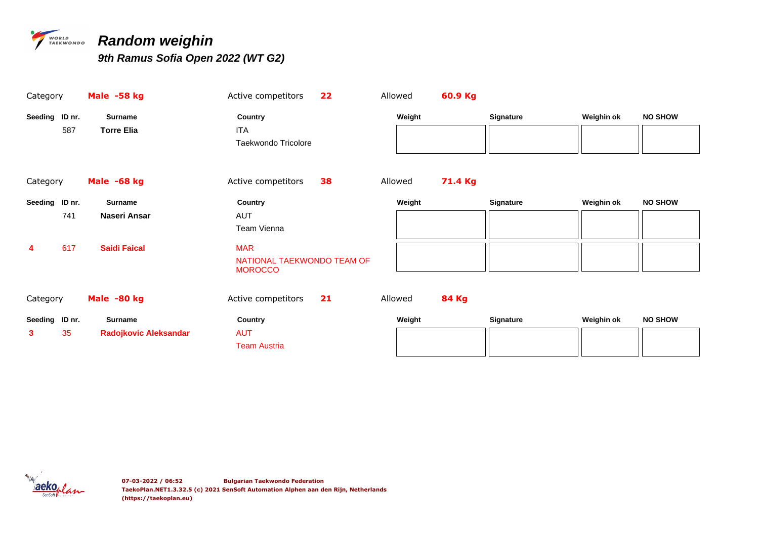# Random weighin

## 9th Ramus Sofia Open 2022 (WT G2)

Category **Male -58 kg** Active competitors **22** Allowed **60.9 Kg**

| Seeding | ID nr. | Surname | Country | Weight | Signature | Weighin ok | NO SHOW |
|---|---|---|---|---|---|---|---|
| | 587 | **Torre Elia** | ITA<br>Taekwondo Tricolore | | | | |

Category **Male -68 kg** Active competitors **38** Allowed **71.4 Kg**

| Seeding | ID nr. | Surname | Country | Weight | Signature | Weighin ok | NO SHOW |
|---|---|---|---|---|---|---|---|
| | 741 | **Naseri Ansar** | AUT<br>Team Vienna | | | | |
| **4** | 617 | **Saidi Faical** | MAR<br>NATIONAL TAEKWONDO TEAM OF MOROCCO | | | | |

Category **Male -80 kg** Active competitors **21** Allowed **84 Kg**

| Seeding | ID nr. | Surname | Country | Weight | Signature | Weighin ok | NO SHOW |
|---|---|---|---|---|---|---|---|
| **3** | 35 | **Radojkovic Aleksandar** | AUT<br>Team Austria | | | | |

07-03-2022 / 06:52 Bulgarian Taekwondo Federation
TaekoPlan.NET1.3.32.5 (c) 2021 SenSoft Automation Alphen aan den Rijn, Netherlands
(https://taekoplan.eu)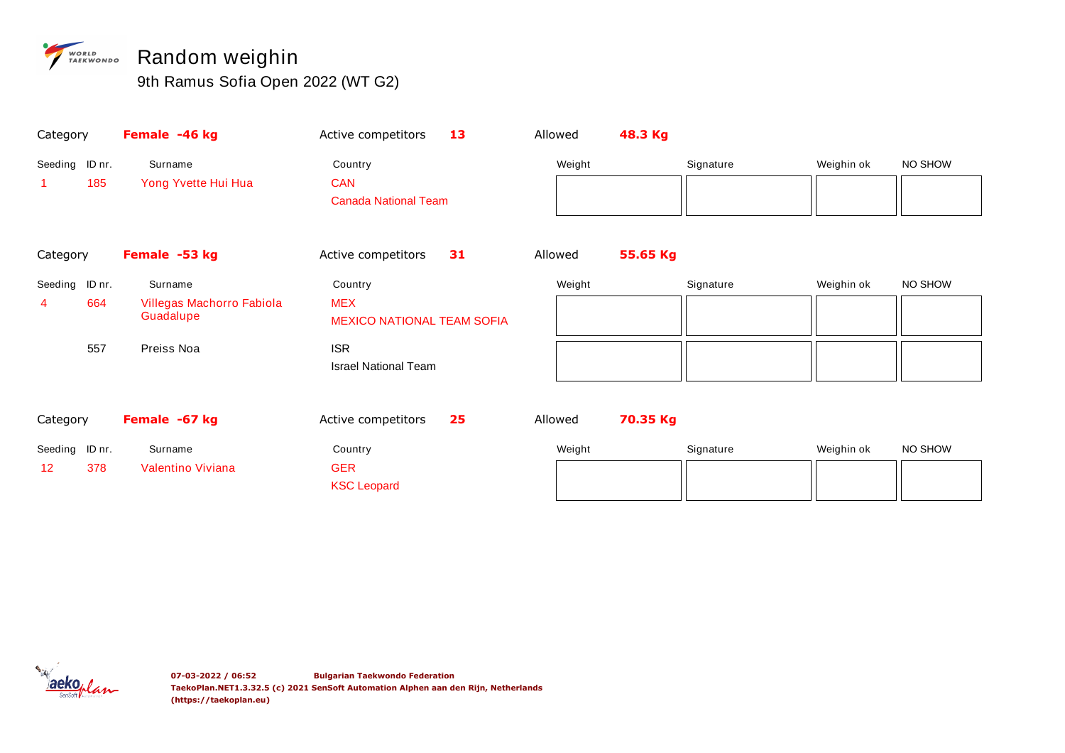# Random weighin

## 9th Ramus Sofia Open 2022 (WT G2)

Category **Female -46 kg** Active competitors **13** Allowed **48.3 Kg**

| Seeding | ID nr. | Surname | Country | Weight | Signature | Weighin ok | NO SHOW |
|---|---|---|---|---|---|---|---|
| 1 | 185 | Yong Yvette Hui Hua | CAN<br>Canada National Team | | | | |

Category **Female -53 kg** Active competitors **31** Allowed **55.65 Kg**

| Seeding | ID nr. | Surname | Country | Weight | Signature | Weighin ok | NO SHOW |
|---|---|---|---|---|---|---|---|
| 4 | 664 | Villegas Machorro Fabiola Guadalupe | MEX<br>MEXICO NATIONAL TEAM SOFIA | | | | |
| | 557 | Preiss Noa | ISR<br>Israel National Team | | | | |

Category **Female -67 kg** Active competitors **25** Allowed **70.35 Kg**

| Seeding | ID nr. | Surname | Country | Weight | Signature | Weighin ok | NO SHOW |
|---|---|---|---|---|---|---|---|
| 12 | 378 | Valentino Viviana | GER<br>KSC Leopard | | | | |

**07-03-2022 / 06:52 Bulgarian Taekwondo Federation**
**TaekoPlan.NET1.3.32.5 (c) 2021 SenSoft Automation Alphen aan den Rijn, Netherlands**
**(https://taekoplan.eu)**